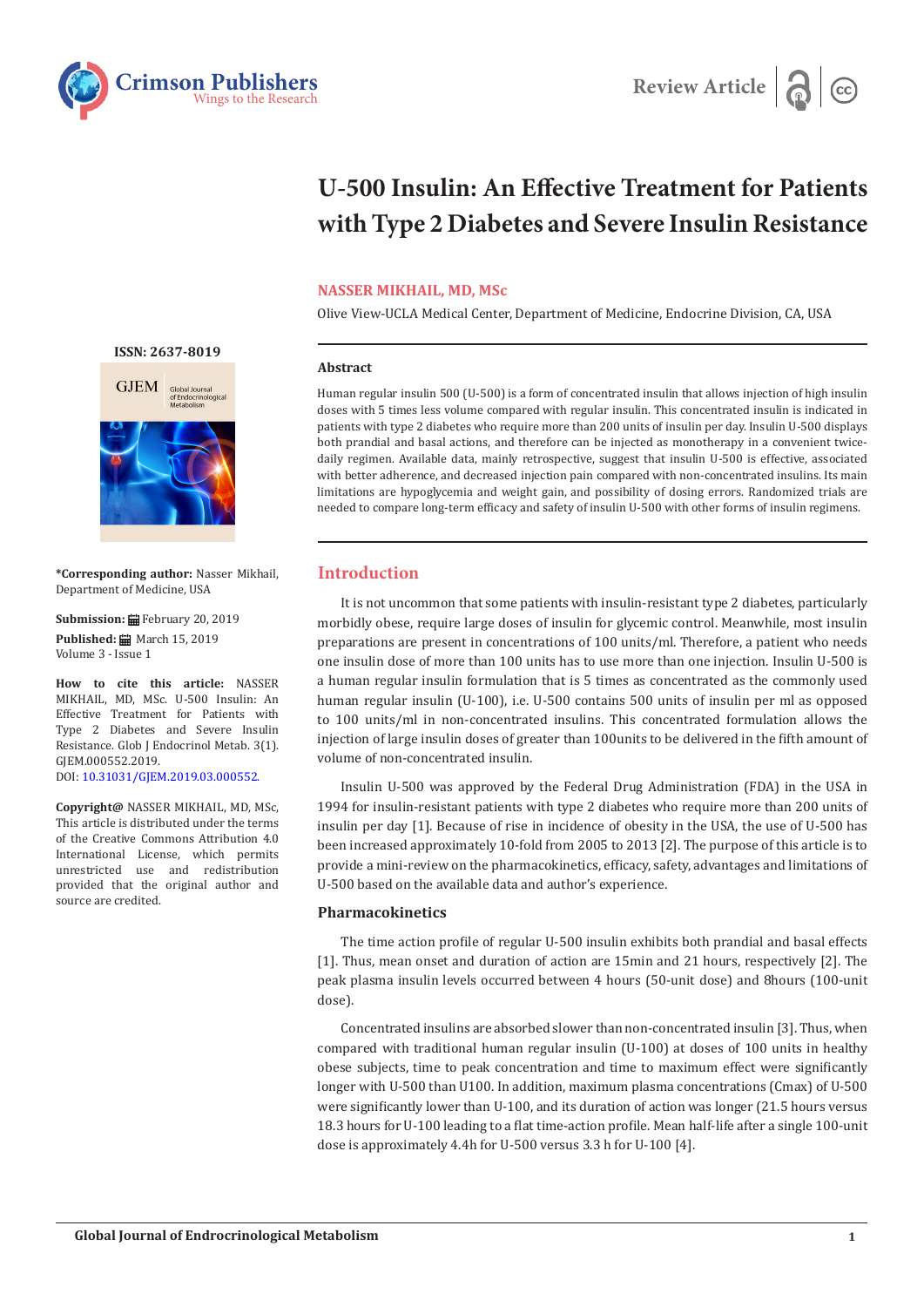Review Article

# U-500 Insulin: An Effective Treatment for Patients with Type 2 Diabetes and Severe Insulin Resistance

**NASSER MIKHAIL, MD, MSc**

Olive View-UCLA Medical Center, Department of Medicine, Endocrine Division, CA, USA

**ISSN: 2637-8019**

**\*Corresponding author:** Nasser Mikhail, Department of Medicine, USA

**Submission:** February 20, 2019

**Published:** March 15, 2019

Volume 3 - Issue 1

**How to cite this article:** NASSER MIKHAIL, MD, MSc. U-500 Insulin: An Effective Treatment for Patients with Type 2 Diabetes and Severe Insulin Resistance. Glob J Endocrinol Metab. 3(1). GJEM.000552.2019.

DOI: 10.31031/GJEM.2019.03.000552.

**Copyright@** NASSER MIKHAIL, MD, MSc, This article is distributed under the terms of the Creative Commons Attribution 4.0 International License, which permits unrestricted use and redistribution provided that the original author and source are credited.

### Abstract

Human regular insulin 500 (U-500) is a form of concentrated insulin that allows injection of high insulin doses with 5 times less volume compared with regular insulin. This concentrated insulin is indicated in patients with type 2 diabetes who require more than 200 units of insulin per day. Insulin U-500 displays both prandial and basal actions, and therefore can be injected as monotherapy in a convenient twice-daily regimen. Available data, mainly retrospective, suggest that insulin U-500 is effective, associated with better adherence, and decreased injection pain compared with non-concentrated insulins. Its main limitations are hypoglycemia and weight gain, and possibility of dosing errors. Randomized trials are needed to compare long-term efficacy and safety of insulin U-500 with other forms of insulin regimens.

## Introduction

It is not uncommon that some patients with insulin-resistant type 2 diabetes, particularly morbidly obese, require large doses of insulin for glycemic control. Meanwhile, most insulin preparations are present in concentrations of 100 units/ml. Therefore, a patient who needs one insulin dose of more than 100 units has to use more than one injection. Insulin U-500 is a human regular insulin formulation that is 5 times as concentrated as the commonly used human regular insulin (U-100), i.e. U-500 contains 500 units of insulin per ml as opposed to 100 units/ml in non-concentrated insulins. This concentrated formulation allows the injection of large insulin doses of greater than 100units to be delivered in the fifth amount of volume of non-concentrated insulin.

Insulin U-500 was approved by the Federal Drug Administration (FDA) in the USA in 1994 for insulin-resistant patients with type 2 diabetes who require more than 200 units of insulin per day [1]. Because of rise in incidence of obesity in the USA, the use of U-500 has been increased approximately 10-fold from 2005 to 2013 [2]. The purpose of this article is to provide a mini-review on the pharmacokinetics, efficacy, safety, advantages and limitations of U-500 based on the available data and author's experience.

### Pharmacokinetics

The time action profile of regular U-500 insulin exhibits both prandial and basal effects [1]. Thus, mean onset and duration of action are 15min and 21 hours, respectively [2]. The peak plasma insulin levels occurred between 4 hours (50-unit dose) and 8hours (100-unit dose).

Concentrated insulins are absorbed slower than non-concentrated insulin [3]. Thus, when compared with traditional human regular insulin (U-100) at doses of 100 units in healthy obese subjects, time to peak concentration and time to maximum effect were significantly longer with U-500 than U100. In addition, maximum plasma concentrations (Cmax) of U-500 were significantly lower than U-100, and its duration of action was longer (21.5 hours versus 18.3 hours for U-100 leading to a flat time-action profile. Mean half-life after a single 100-unit dose is approximately 4.4h for U-500 versus 3.3 h for U-100 [4].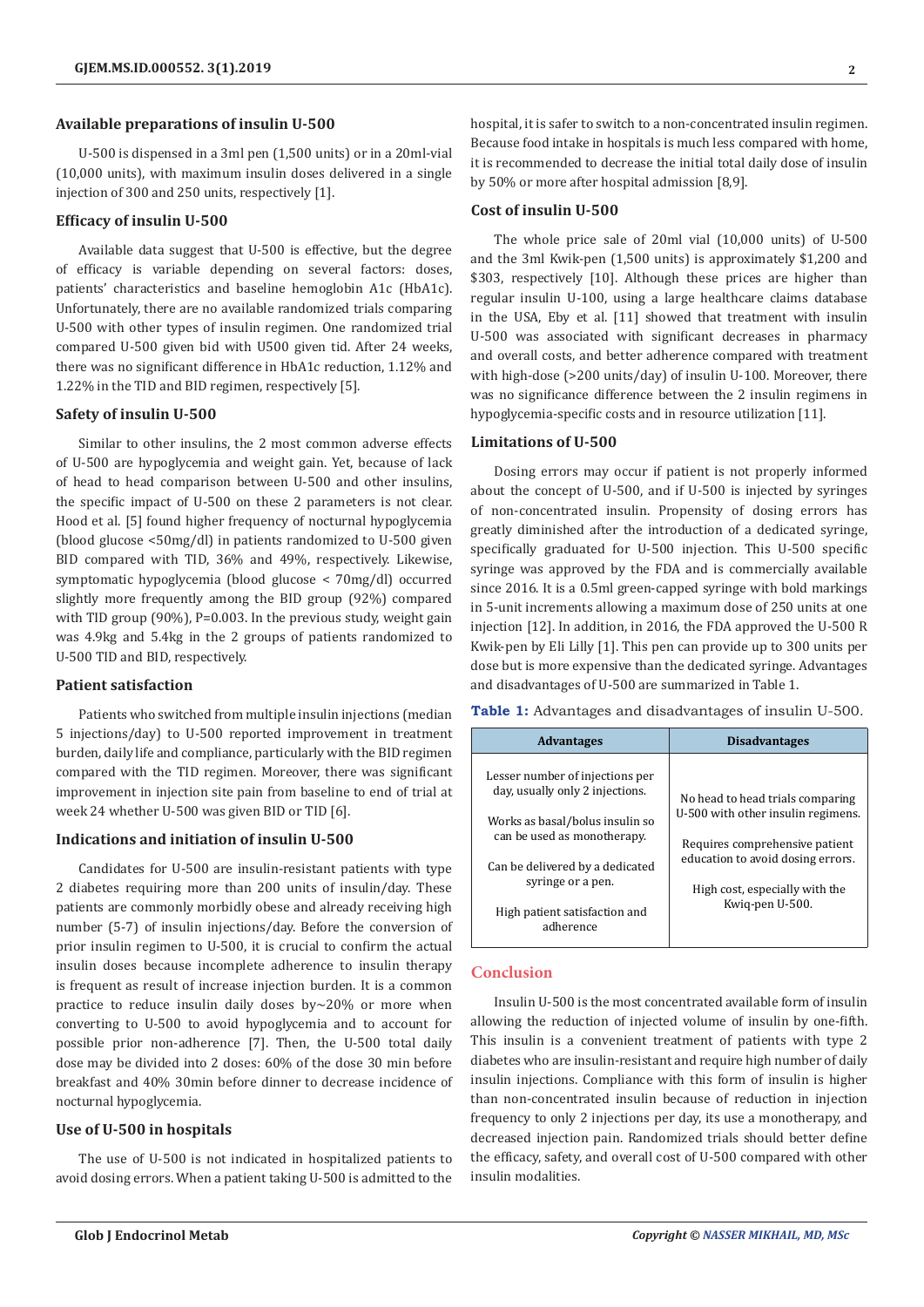## Available preparations of insulin U-500

U-500 is dispensed in a 3ml pen (1,500 units) or in a 20ml-vial (10,000 units), with maximum insulin doses delivered in a single injection of 300 and 250 units, respectively [1].

## Efficacy of insulin U-500

Available data suggest that U-500 is effective, but the degree of efficacy is variable depending on several factors: doses, patients' characteristics and baseline hemoglobin A1c (HbA1c). Unfortunately, there are no available randomized trials comparing U-500 with other types of insulin regimen. One randomized trial compared U-500 given bid with U500 given tid. After 24 weeks, there was no significant difference in HbA1c reduction, 1.12% and 1.22% in the TID and BID regimen, respectively [5].

## Safety of insulin U-500

Similar to other insulins, the 2 most common adverse effects of U-500 are hypoglycemia and weight gain. Yet, because of lack of head to head comparison between U-500 and other insulins, the specific impact of U-500 on these 2 parameters is not clear. Hood et al. [5] found higher frequency of nocturnal hypoglycemia (blood glucose <50mg/dl) in patients randomized to U-500 given BID compared with TID, 36% and 49%, respectively. Likewise, symptomatic hypoglycemia (blood glucose < 70mg/dl) occurred slightly more frequently among the BID group (92%) compared with TID group (90%), P=0.003. In the previous study, weight gain was 4.9kg and 5.4kg in the 2 groups of patients randomized to U-500 TID and BID, respectively.

## Patient satisfaction

Patients who switched from multiple insulin injections (median 5 injections/day) to U-500 reported improvement in treatment burden, daily life and compliance, particularly with the BID regimen compared with the TID regimen. Moreover, there was significant improvement in injection site pain from baseline to end of trial at week 24 whether U-500 was given BID or TID [6].

## Indications and initiation of insulin U-500

Candidates for U-500 are insulin-resistant patients with type 2 diabetes requiring more than 200 units of insulin/day. These patients are commonly morbidly obese and already receiving high number (5-7) of insulin injections/day. Before the conversion of prior insulin regimen to U-500, it is crucial to confirm the actual insulin doses because incomplete adherence to insulin therapy is frequent as result of increase injection burden. It is a common practice to reduce insulin daily doses by~20% or more when converting to U-500 to avoid hypoglycemia and to account for possible prior non-adherence [7]. Then, the U-500 total daily dose may be divided into 2 doses: 60% of the dose 30 min before breakfast and 40% 30min before dinner to decrease incidence of nocturnal hypoglycemia.

## Use of U-500 in hospitals

The use of U-500 is not indicated in hospitalized patients to avoid dosing errors. When a patient taking U-500 is admitted to the hospital, it is safer to switch to a non-concentrated insulin regimen. Because food intake in hospitals is much less compared with home, it is recommended to decrease the initial total daily dose of insulin by 50% or more after hospital admission [8,9].

## Cost of insulin U-500

The whole price sale of 20ml vial (10,000 units) of U-500 and the 3ml Kwik-pen (1,500 units) is approximately $1,200 and $303, respectively [10]. Although these prices are higher than regular insulin U-100, using a large healthcare claims database in the USA, Eby et al. [11] showed that treatment with insulin U-500 was associated with significant decreases in pharmacy and overall costs, and better adherence compared with treatment with high-dose (>200 units/day) of insulin U-100. Moreover, there was no significance difference between the 2 insulin regimens in hypoglycemia-specific costs and in resource utilization [11].

## Limitations of U-500

Dosing errors may occur if patient is not properly informed about the concept of U-500, and if U-500 is injected by syringes of non-concentrated insulin. Propensity of dosing errors has greatly diminished after the introduction of a dedicated syringe, specifically graduated for U-500 injection. This U-500 specific syringe was approved by the FDA and is commercially available since 2016. It is a 0.5ml green-capped syringe with bold markings in 5-unit increments allowing a maximum dose of 250 units at one injection [12]. In addition, in 2016, the FDA approved the U-500 R Kwik-pen by Eli Lilly [1]. This pen can provide up to 300 units per dose but is more expensive than the dedicated syringe. Advantages and disadvantages of U-500 are summarized in Table 1.

**Table 1:** Advantages and disadvantages of insulin U-500.

| Advantages | Disadvantages |
|---|---|
| Lesser number of injections per day, usually only 2 injections. | No head to head trials comparing U-500 with other insulin regimens. |
| Works as basal/bolus insulin so can be used as monotherapy. | Requires comprehensive patient education to avoid dosing errors. |
| Can be delivered by a dedicated syringe or a pen. | High cost, especially with the Kwiq-pen U-500. |
| High patient satisfaction and adherence | |

## Conclusion

Insulin U-500 is the most concentrated available form of insulin allowing the reduction of injected volume of insulin by one-fifth. This insulin is a convenient treatment of patients with type 2 diabetes who are insulin-resistant and require high number of daily insulin injections. Compliance with this form of insulin is higher than non-concentrated insulin because of reduction in injection frequency to only 2 injections per day, its use a monotherapy, and decreased injection pain. Randomized trials should better define the efficacy, safety, and overall cost of U-500 compared with other insulin modalities.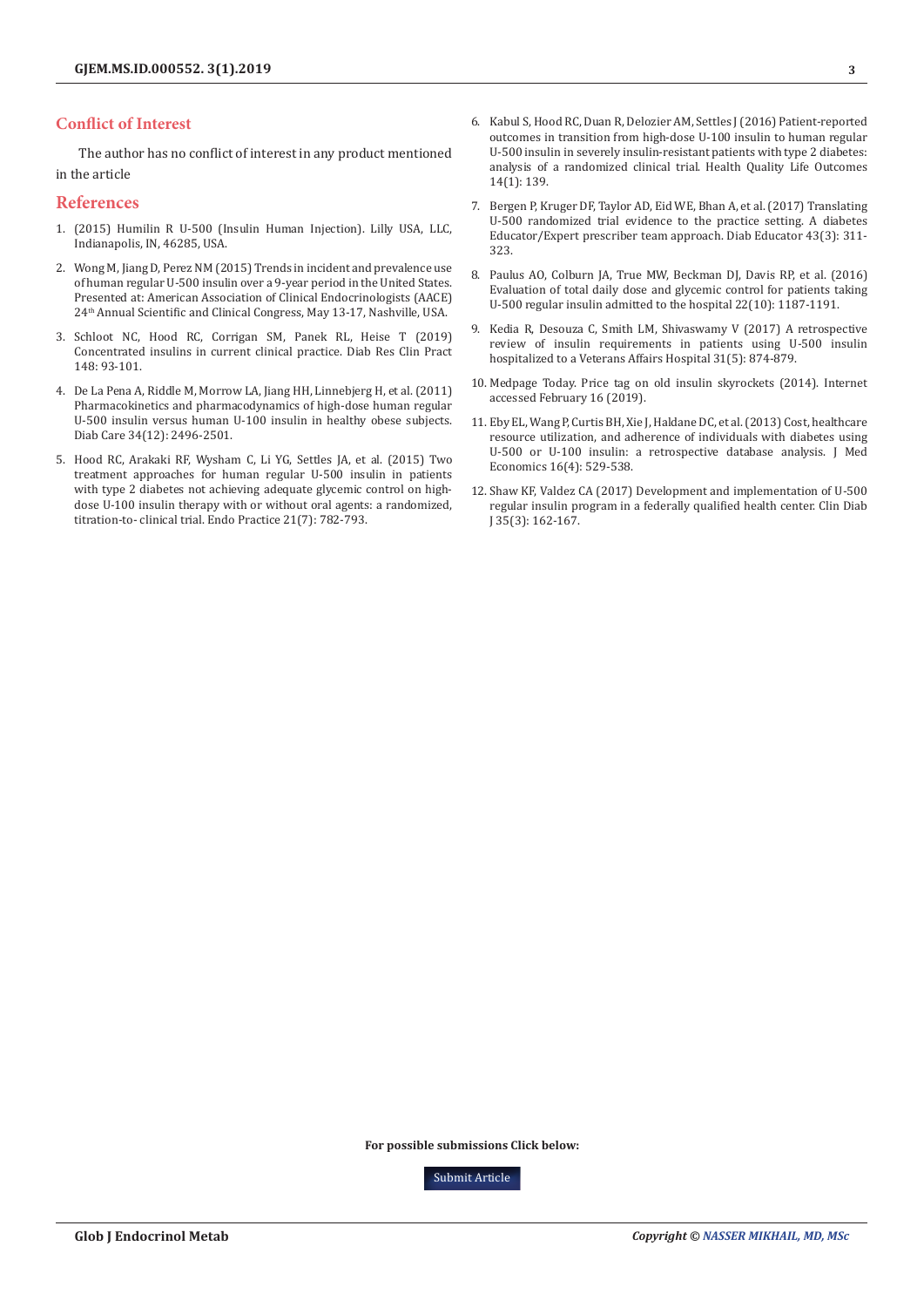## Conflict of Interest

The author has no conflict of interest in any product mentioned in the article

## References

1. (2015) Humilin R U-500 (Insulin Human Injection). Lilly USA, LLC, Indianapolis, IN, 46285, USA.
2. Wong M, Jiang D, Perez NM (2015) Trends in incident and prevalence use of human regular U-500 insulin over a 9-year period in the United States. Presented at: American Association of Clinical Endocrinologists (AACE) 24th Annual Scientific and Clinical Congress, May 13-17, Nashville, USA.
3. Schloot NC, Hood RC, Corrigan SM, Panek RL, Heise T (2019) Concentrated insulins in current clinical practice. Diab Res Clin Pract 148: 93-101.
4. De La Pena A, Riddle M, Morrow LA, Jiang HH, Linnebjerg H, et al. (2011) Pharmacokinetics and pharmacodynamics of high-dose human regular U-500 insulin versus human U-100 insulin in healthy obese subjects. Diab Care 34(12): 2496-2501.
5. Hood RC, Arakaki RF, Wysham C, Li YG, Settles JA, et al. (2015) Two treatment approaches for human regular U-500 insulin in patients with type 2 diabetes not achieving adequate glycemic control on high-dose U-100 insulin therapy with or without oral agents: a randomized, titration-to- clinical trial. Endo Practice 21(7): 782-793.
6. Kabul S, Hood RC, Duan R, Delozier AM, Settles J (2016) Patient-reported outcomes in transition from high-dose U-100 insulin to human regular U-500 insulin in severely insulin-resistant patients with type 2 diabetes: analysis of a randomized clinical trial. Health Quality Life Outcomes 14(1): 139.
7. Bergen P, Kruger DF, Taylor AD, Eid WE, Bhan A, et al. (2017) Translating U-500 randomized trial evidence to the practice setting. A diabetes Educator/Expert prescriber team approach. Diab Educator 43(3): 311-323.
8. Paulus AO, Colburn JA, True MW, Beckman DJ, Davis RP, et al. (2016) Evaluation of total daily dose and glycemic control for patients taking U-500 regular insulin admitted to the hospital 22(10): 1187-1191.
9. Kedia R, Desouza C, Smith LM, Shivaswamy V (2017) A retrospective review of insulin requirements in patients using U-500 insulin hospitalized to a Veterans Affairs Hospital 31(5): 874-879.
10. Medpage Today. Price tag on old insulin skyrockets (2014). Internet accessed February 16 (2019).
11. Eby EL, Wang P, Curtis BH, Xie J, Haldane DC, et al. (2013) Cost, healthcare resource utilization, and adherence of individuals with diabetes using U-500 or U-100 insulin: a retrospective database analysis. J Med Economics 16(4): 529-538.
12. Shaw KF, Valdez CA (2017) Development and implementation of U-500 regular insulin program in a federally qualified health center. Clin Diab J 35(3): 162-167.

**For possible submissions Click below:**

Submit Article